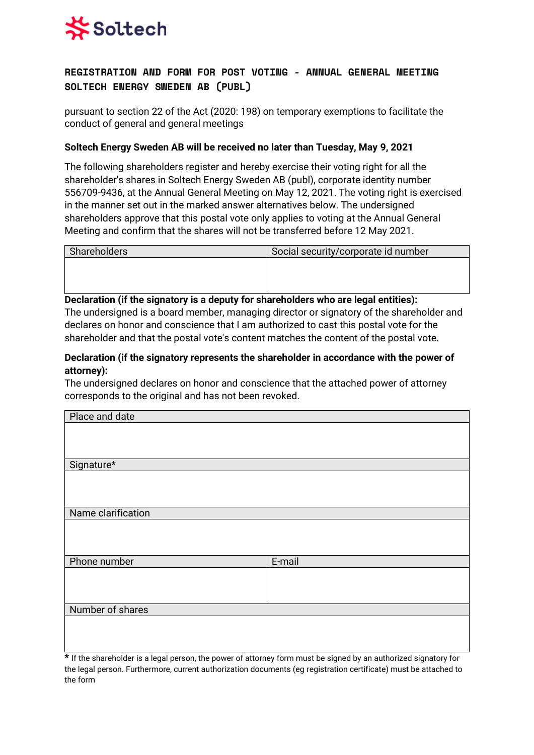Soltech

# REGISTRATION AND FORM FOR POST VOTING - ANNUAL GENERAL MEETING SOLTECH ENERGY SWEDEN AB (PUBL)

pursuant to section 22 of the Act (2020: 198) on temporary exemptions to facilitate the conduct of general and general meetings

**Soltech Energy Sweden AB will be received no later than Tuesday, May 9, 2021**

The following shareholders register and hereby exercise their voting right for all the shareholder's shares in Soltech Energy Sweden AB (publ), corporate identity number 556709-9436, at the Annual General Meeting on May 12, 2021. The voting right is exercised in the manner set out in the marked answer alternatives below. The undersigned shareholders approve that this postal vote only applies to voting at the Annual General Meeting and confirm that the shares will not be transferred before 12 May 2021.

| Shareholders | Social security/corporate id number |
|---|---|
| | |

**Declaration (if the signatory is a deputy for shareholders who are legal entities):**
The undersigned is a board member, managing director or signatory of the shareholder and declares on honor and conscience that I am authorized to cast this postal vote for the shareholder and that the postal vote's content matches the content of the postal vote.

**Declaration (if the signatory represents the shareholder in accordance with the power of attorney):**
The undersigned declares on honor and conscience that the attached power of attorney corresponds to the original and has not been revoked.

| Place and date | |
|---|---|
| | |
| Signature* | |
| | |
| Name clarification | |
| | |
| Phone number | E-mail |
| | |
| Number of shares | |
| | |

\* If the shareholder is a legal person, the power of attorney form must be signed by an authorized signatory for the legal person. Furthermore, current authorization documents (eg registration certificate) must be attached to the form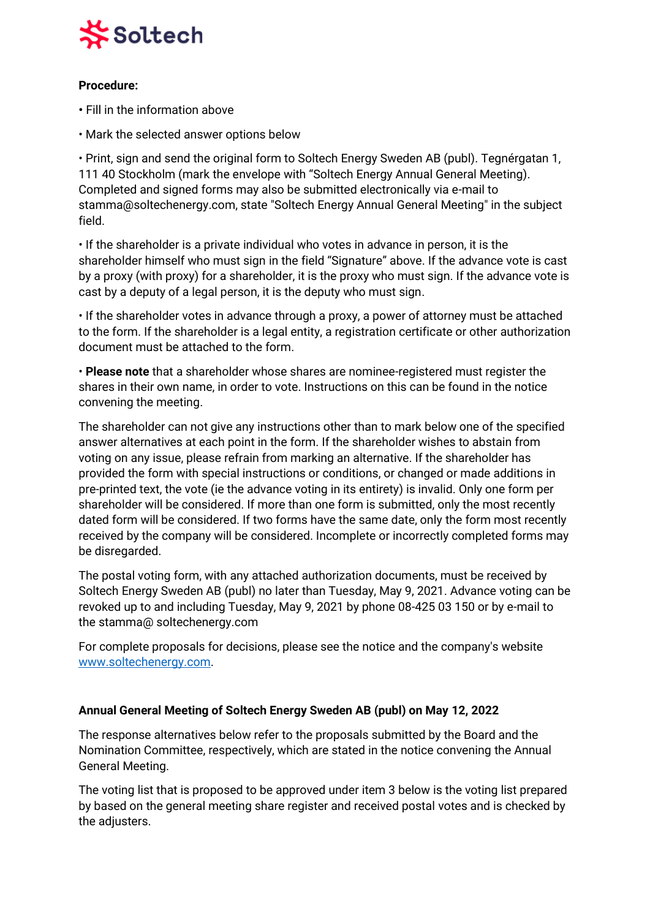**Procedure:**

- Fill in the information above
- Mark the selected answer options below
- Print, sign and send the original form to Soltech Energy Sweden AB (publ). Tegnérgatan 1, 111 40 Stockholm (mark the envelope with "Soltech Energy Annual General Meeting). Completed and signed forms may also be submitted electronically via e-mail to stamma@soltechenergy.com, state "Soltech Energy Annual General Meeting" in the subject field.
- If the shareholder is a private individual who votes in advance in person, it is the shareholder himself who must sign in the field "Signature" above. If the advance vote is cast by a proxy (with proxy) for a shareholder, it is the proxy who must sign. If the advance vote is cast by a deputy of a legal person, it is the deputy who must sign.
- If the shareholder votes in advance through a proxy, a power of attorney must be attached to the form. If the shareholder is a legal entity, a registration certificate or other authorization document must be attached to the form.
- **Please note** that a shareholder whose shares are nominee-registered must register the shares in their own name, in order to vote. Instructions on this can be found in the notice convening the meeting.

The shareholder can not give any instructions other than to mark below one of the specified answer alternatives at each point in the form. If the shareholder wishes to abstain from voting on any issue, please refrain from marking an alternative. If the shareholder has provided the form with special instructions or conditions, or changed or made additions in pre-printed text, the vote (ie the advance voting in its entirety) is invalid. Only one form per shareholder will be considered. If more than one form is submitted, only the most recently dated form will be considered. If two forms have the same date, only the form most recently received by the company will be considered. Incomplete or incorrectly completed forms may be disregarded.

The postal voting form, with any attached authorization documents, must be received by Soltech Energy Sweden AB (publ) no later than Tuesday, May 9, 2021. Advance voting can be revoked up to and including Tuesday, May 9, 2021 by phone 08-425 03 150 or by e-mail to the stamma@ soltechenergy.com

For complete proposals for decisions, please see the notice and the company's website www.soltechenergy.com.

**Annual General Meeting of Soltech Energy Sweden AB (publ) on May 12, 2022**

The response alternatives below refer to the proposals submitted by the Board and the Nomination Committee, respectively, which are stated in the notice convening the Annual General Meeting.

The voting list that is proposed to be approved under item 3 below is the voting list prepared by based on the general meeting share register and received postal votes and is checked by the adjusters.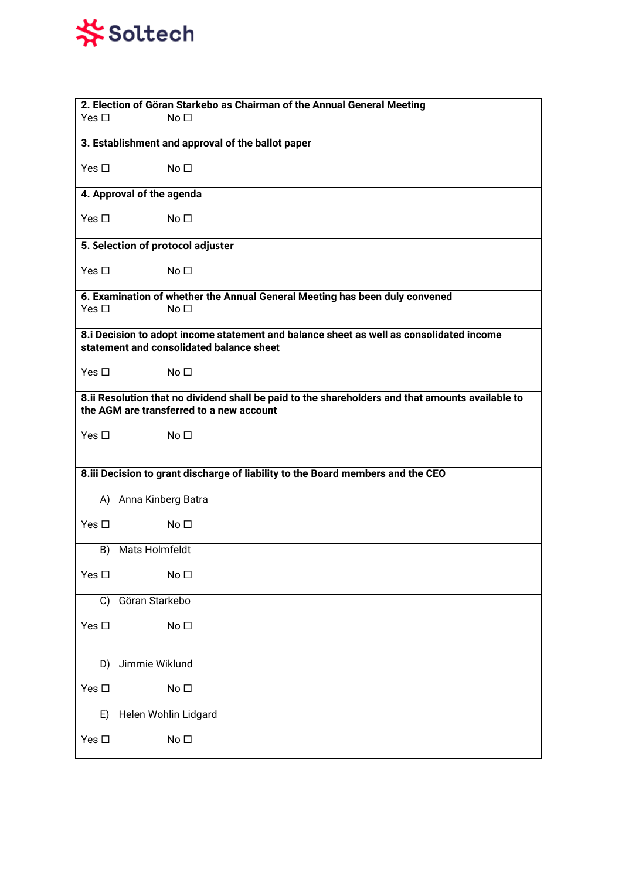**2. Election of Göran Starkebo as Chairman of the Annual General Meeting**

Yes ☐ No ☐

**3. Establishment and approval of the ballot paper**

Yes ☐ No ☐

**4. Approval of the agenda**

Yes ☐ No ☐

**5. Selection of protocol adjuster**

Yes ☐ No ☐

**6. Examination of whether the Annual General Meeting has been duly convened**

Yes ☐ No ☐

**8.i Decision to adopt income statement and balance sheet as well as consolidated income statement and consolidated balance sheet**

Yes ☐ No ☐

**8.ii Resolution that no dividend shall be paid to the shareholders and that amounts available to the AGM are transferred to a new account**

Yes ☐ No ☐

**8.iii Decision to grant discharge of liability to the Board members and the CEO**

A) Anna Kinberg Batra

Yes ☐ No ☐

B) Mats Holmfeldt

Yes ☐ No ☐

C) Göran Starkebo

Yes ☐ No ☐

D) Jimmie Wiklund

Yes ☐ No ☐

E) Helen Wohlin Lidgard

Yes ☐ No ☐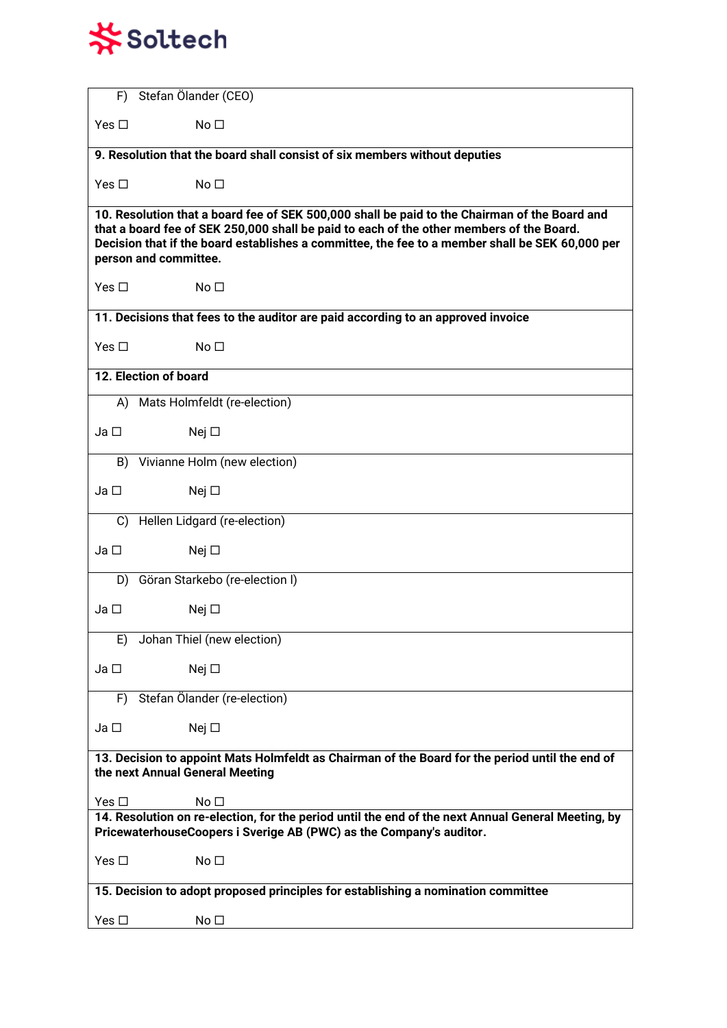F) Stefan Ölander (CEO)

Yes ☐ No ☐

**9. Resolution that the board shall consist of six members without deputies**

Yes ☐ No ☐

**10. Resolution that a board fee of SEK 500,000 shall be paid to the Chairman of the Board and that a board fee of SEK 250,000 shall be paid to each of the other members of the Board. Decision that if the board establishes a committee, the fee to a member shall be SEK 60,000 per person and committee.**

Yes ☐ No ☐

**11. Decisions that fees to the auditor are paid according to an approved invoice**

Yes ☐ No ☐

**12. Election of board**

A) Mats Holmfeldt (re-election)

Ja ☐ Nej ☐

B) Vivianne Holm (new election)

Ja ☐ Nej ☐

C) Hellen Lidgard (re-election)

Ja ☐ Nej ☐

D) Göran Starkebo (re-election l)

Ja ☐ Nej ☐

E) Johan Thiel (new election)

Ja ☐ Nej ☐

F) Stefan Ölander (re-election)

Ja ☐ Nej ☐

**13. Decision to appoint Mats Holmfeldt as Chairman of the Board for the period until the end of the next Annual General Meeting**

Yes ☐ No ☐

**14. Resolution on re-election, for the period until the end of the next Annual General Meeting, by PricewaterhouseCoopers i Sverige AB (PWC) as the Company's auditor.**

Yes ☐ No ☐

**15. Decision to adopt proposed principles for establishing a nomination committee**

Yes ☐ No ☐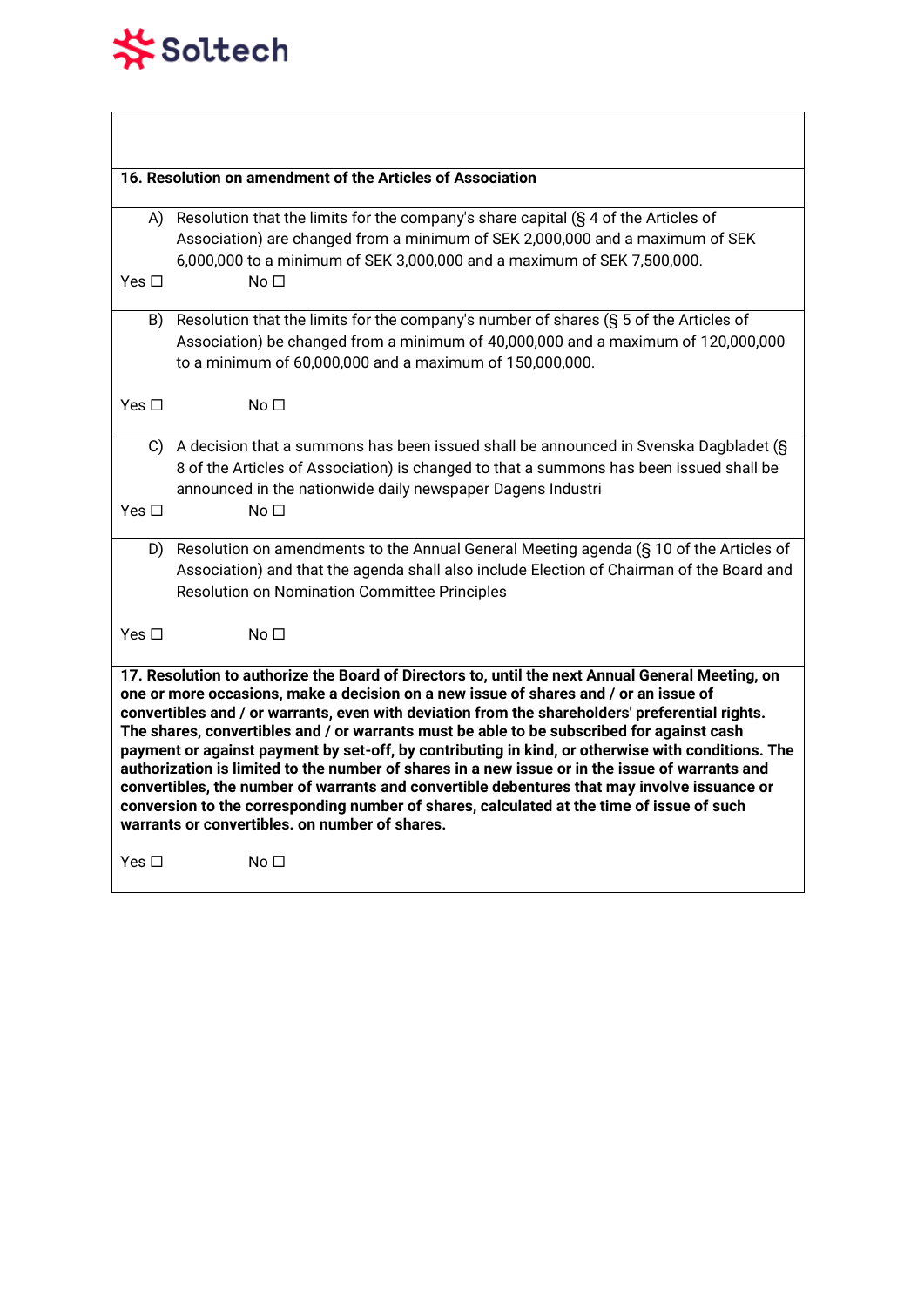| |
|---|
| |
| **16. Resolution on amendment of the Articles of Association** |
| A) Resolution that the limits for the company's share capital (§ 4 of the Articles of Association) are changed from a minimum of SEK 2,000,000 and a maximum of SEK 6,000,000 to a minimum of SEK 3,000,000 and a maximum of SEK 7,500,000.<br>Yes ☐ No ☐ |
| B) Resolution that the limits for the company's number of shares (§ 5 of the Articles of Association) be changed from a minimum of 40,000,000 and a maximum of 120,000,000 to a minimum of 60,000,000 and a maximum of 150,000,000.<br>Yes ☐ No ☐ |
| C) A decision that a summons has been issued shall be announced in Svenska Dagbladet (§ 8 of the Articles of Association) is changed to that a summons has been issued shall be announced in the nationwide daily newspaper Dagens Industri<br>Yes ☐ No ☐ |
| D) Resolution on amendments to the Annual General Meeting agenda (§ 10 of the Articles of Association) and that the agenda shall also include Election of Chairman of the Board and Resolution on Nomination Committee Principles<br>Yes ☐ No ☐ |
| **17. Resolution to authorize the Board of Directors to, until the next Annual General Meeting, on one or more occasions, make a decision on a new issue of shares and / or an issue of convertibles and / or warrants, even with deviation from the shareholders' preferential rights. The shares, convertibles and / or warrants must be able to be subscribed for against cash payment or against payment by set-off, by contributing in kind, or otherwise with conditions. The authorization is limited to the number of shares in a new issue or in the issue of warrants and convertibles, the number of warrants and convertible debentures that may involve issuance or conversion to the corresponding number of shares, calculated at the time of issue of such warrants or convertibles. on number of shares.**<br>Yes ☐ No ☐ |